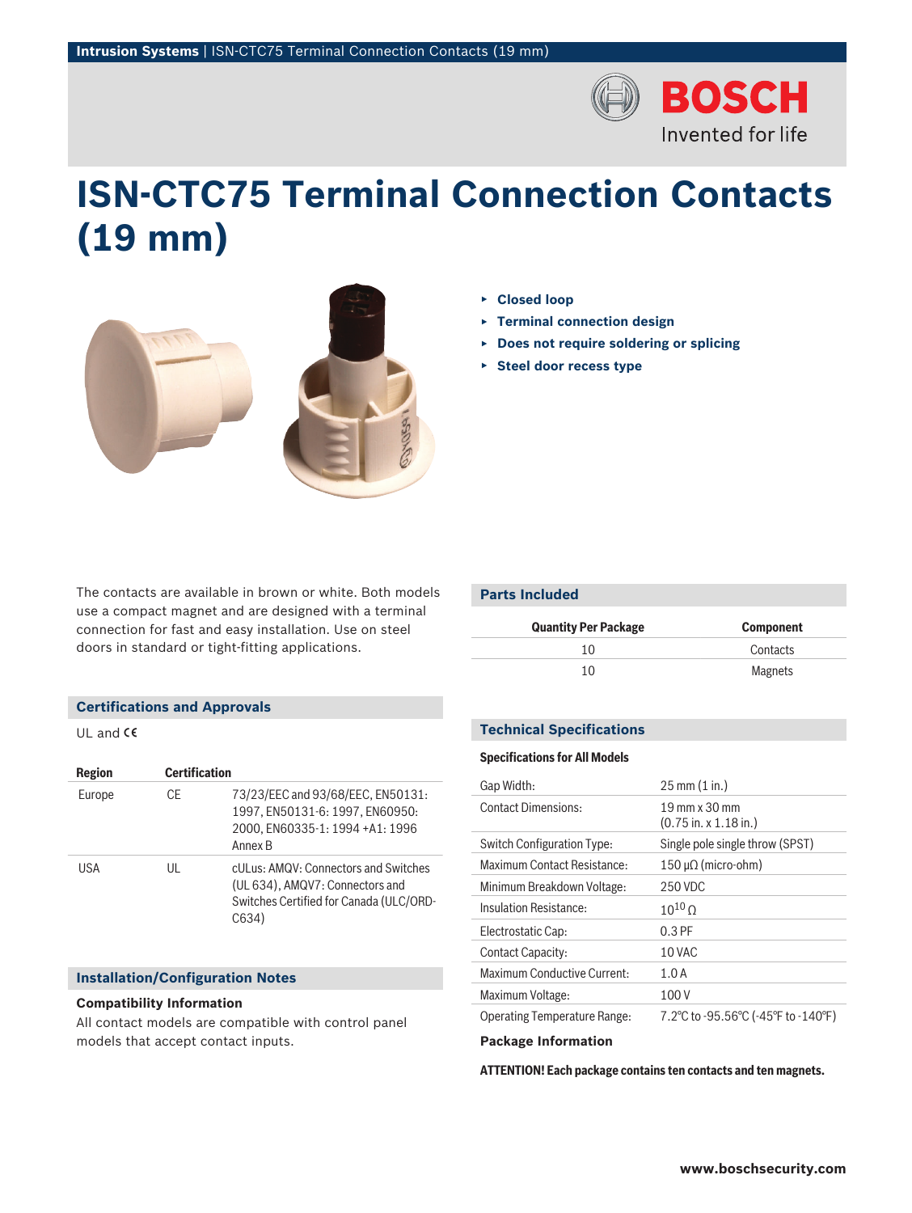# ISN-CTC75 Terminal Connection Contacts (19 mm)

- Closed loop
- Terminal connection design
- Does not require soldering or splicing
- Steel door recess type

The contacts are available in brown or white. Both models use a compact magnet and are designed with a terminal connection for fast and easy installation. Use on steel doors in standard or tight-fitting applications.

## Certifications and Approvals

UL and CE

| Region | Certification | |
|---|---|---|
| Europe | CE | 73/23/EEC and 93/68/EEC, EN50131: 1997, EN50131-6: 1997, EN60950: 2000, EN60335-1: 1994 +A1: 1996 Annex B |
| USA | UL | cULus: AMQV: Connectors and Switches (UL 634), AMQV7: Connectors and Switches Certified for Canada (ULC/ORD-C634) |

## Installation/Configuration Notes

### Compatibility Information

All contact models are compatible with control panel models that accept contact inputs.

## Parts Included

| Quantity Per Package | Component |
|---|---|
| 10 | Contacts |
| 10 | Magnets |

## Technical Specifications

### Specifications for All Models

| | |
|---|---|
| Gap Width: | 25 mm (1 in.) |
| Contact Dimensions: | 19 mm x 30 mm (0.75 in. x 1.18 in.) |
| Switch Configuration Type: | Single pole single throw (SPST) |
| Maximum Contact Resistance: | 150 μΩ (micro-ohm) |
| Minimum Breakdown Voltage: | 250 VDC |
| Insulation Resistance: | $10^{10}$ Ω |
| Electrostatic Cap: | 0.3 PF |
| Contact Capacity: | 10 VAC |
| Maximum Conductive Current: | 1.0 A |
| Maximum Voltage: | 100 V |
| Operating Temperature Range: | 7.2ºC to -95.56ºC (-45ºF to -140ºF) |

### Package Information

**ATTENTION! Each package contains ten contacts and ten magnets.**

www.boschsecurity.com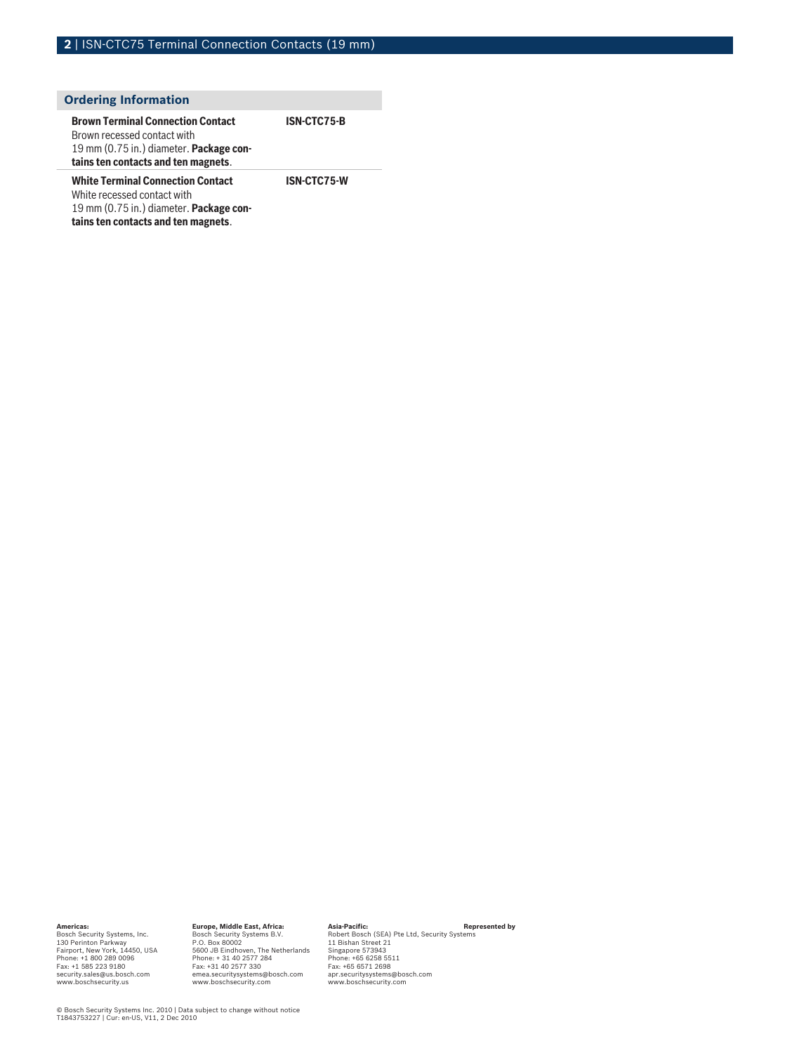## Ordering Information

| | |
|---|---|
| **Brown Terminal Connection Contact**<br>Brown recessed contact with 19 mm (0.75 in.) diameter. **Package contains ten contacts and ten magnets**. | **ISN-CTC75-B** |
| **White Terminal Connection Contact**<br>White recessed contact with 19 mm (0.75 in.) diameter. **Package contains ten contacts and ten magnets**. | **ISN-CTC75-W** |

**Americas:**
Bosch Security Systems, Inc.
130 Perinton Parkway
Fairport, New York, 14450, USA
Phone: +1 800 289 0096
Fax: +1 585 223 9180
security.sales@us.bosch.com
www.boschsecurity.us

**Europe, Middle East, Africa:**
Bosch Security Systems B.V.
P.O. Box 80002
5600 JB Eindhoven, The Netherlands
Phone: + 31 40 2577 284
Fax: +31 40 2577 330
emea.securitysystems@bosch.com
www.boschsecurity.com

**Asia-Pacific:**
Robert Bosch (SEA) Pte Ltd, Security Systems
11 Bishan Street 21
Singapore 573943
Phone: +65 6258 5511
Fax: +65 6571 2698
apr.securitysystems@bosch.com
www.boschsecurity.com

**Represented by**

© Bosch Security Systems Inc. 2010 | Data subject to change without notice
T1843753227 | Cur: en-US, V11, 2 Dec 2010